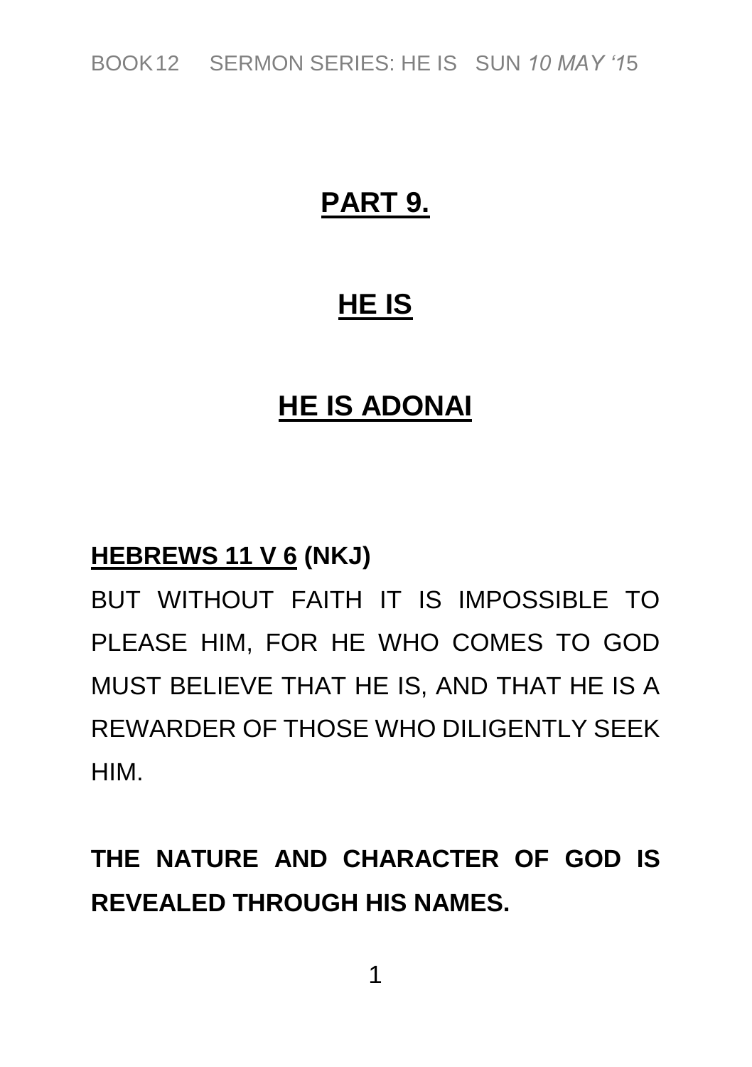# PART 9.

# HE IS

# HE IS ADONAI

**HEBREWS 11 V 6 (NKJ)**

BUT WITHOUT FAITH IT IS IMPOSSIBLE TO PLEASE HIM, FOR HE WHO COMES TO GOD MUST BELIEVE THAT HE IS, AND THAT HE IS A REWARDER OF THOSE WHO DILIGENTLY SEEK HIM.

**THE NATURE AND CHARACTER OF GOD IS REVEALED THROUGH HIS NAMES.**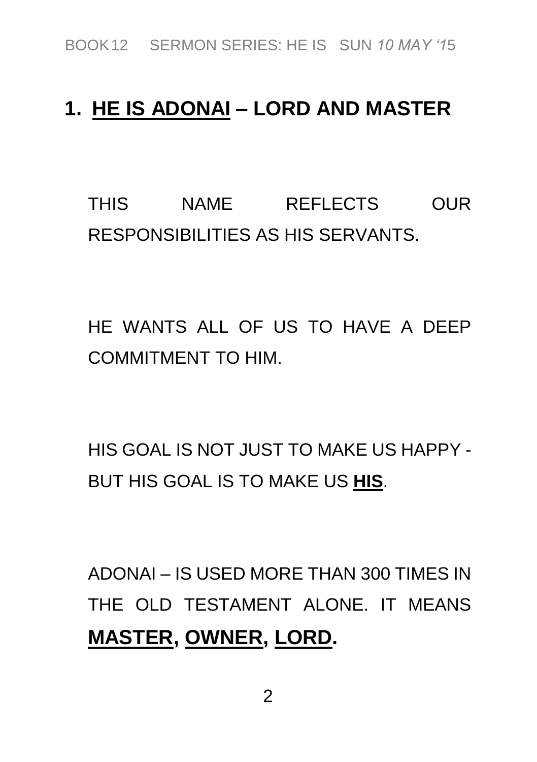## 1. <u>HE IS ADONAI</u> – LORD AND MASTER

THIS NAME REFLECTS OUR RESPONSIBILITIES AS HIS SERVANTS.

HE WANTS ALL OF US TO HAVE A DEEP COMMITMENT TO HIM.

HIS GOAL IS NOT JUST TO MAKE US HAPPY - BUT HIS GOAL IS TO MAKE US **<u>HIS</u>**.

ADONAI – IS USED MORE THAN 300 TIMES IN THE OLD TESTAMENT ALONE. IT MEANS **<u>MASTER</u>, <u>OWNER</u>, <u>LORD</u>.**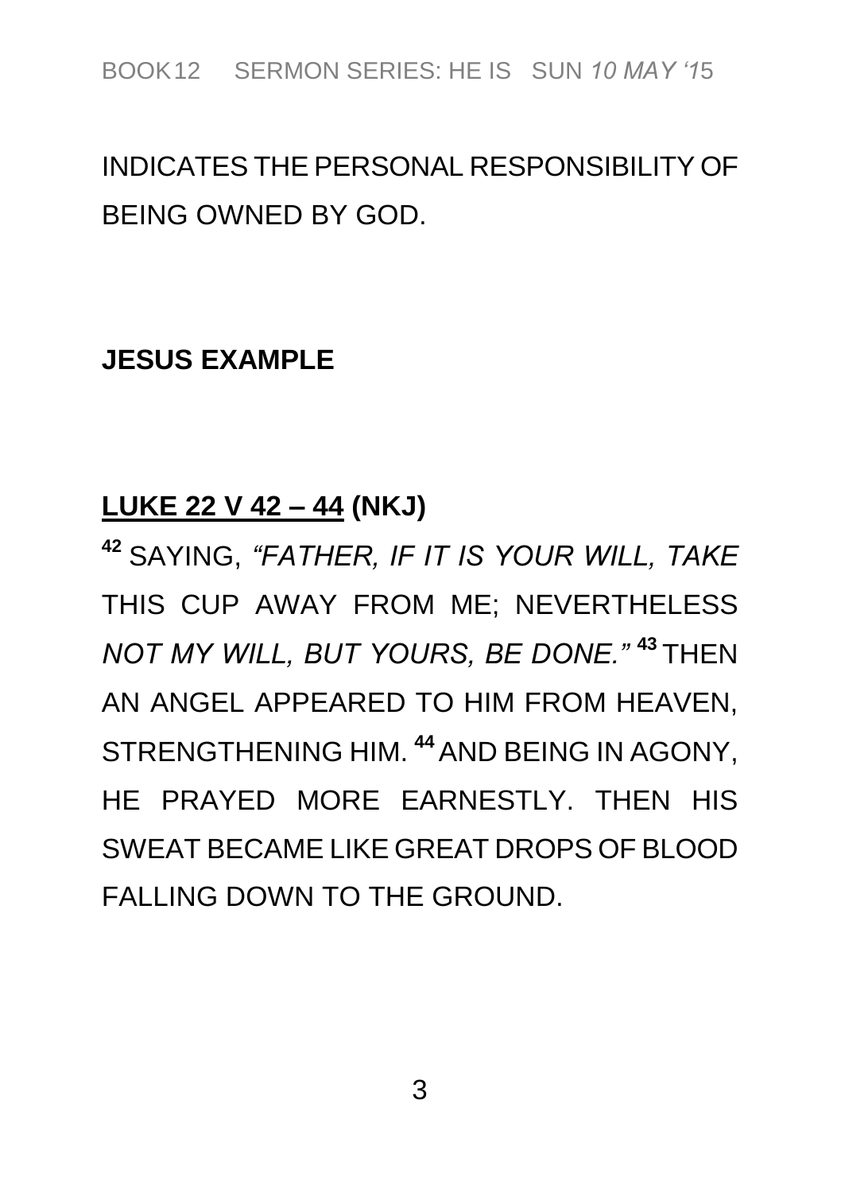INDICATES THE PERSONAL RESPONSIBILITY OF BEING OWNED BY GOD.

**JESUS EXAMPLE**

**<u>LUKE 22 V 42 – 44</u> (NKJ)**

[42] SAYING, *"FATHER, IF IT IS YOUR WILL, TAKE* THIS CUP AWAY FROM ME; NEVERTHELESS *NOT MY WILL, BUT YOURS, BE DONE."* [43] THEN AN ANGEL APPEARED TO HIM FROM HEAVEN, STRENGTHENING HIM. [44] AND BEING IN AGONY, HE PRAYED MORE EARNESTLY. THEN HIS SWEAT BECAME LIKE GREAT DROPS OF BLOOD FALLING DOWN TO THE GROUND.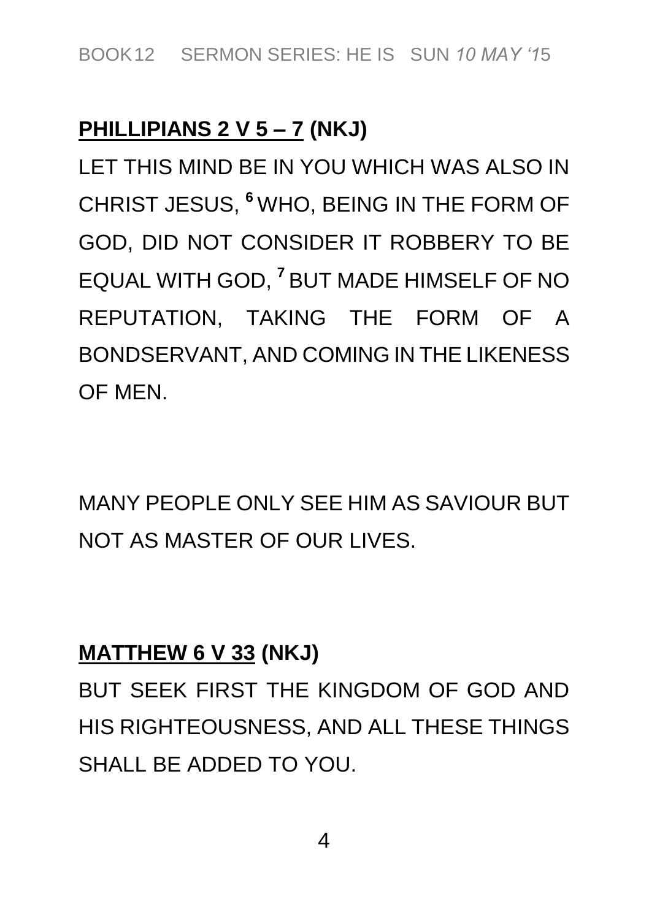**<u>PHILLIPIANS 2 V 5 – 7</u> (NKJ)**

LET THIS MIND BE IN YOU WHICH WAS ALSO IN CHRIST JESUS, [6] WHO, BEING IN THE FORM OF GOD, DID NOT CONSIDER IT ROBBERY TO BE EQUAL WITH GOD, [7] BUT MADE HIMSELF OF NO REPUTATION, TAKING THE FORM OF A BONDSERVANT, AND COMING IN THE LIKENESS OF MEN.

MANY PEOPLE ONLY SEE HIM AS SAVIOUR BUT NOT AS MASTER OF OUR LIVES.

**<u>MATTHEW 6 V 33</u> (NKJ)**

BUT SEEK FIRST THE KINGDOM OF GOD AND HIS RIGHTEOUSNESS, AND ALL THESE THINGS SHALL BE ADDED TO YOU.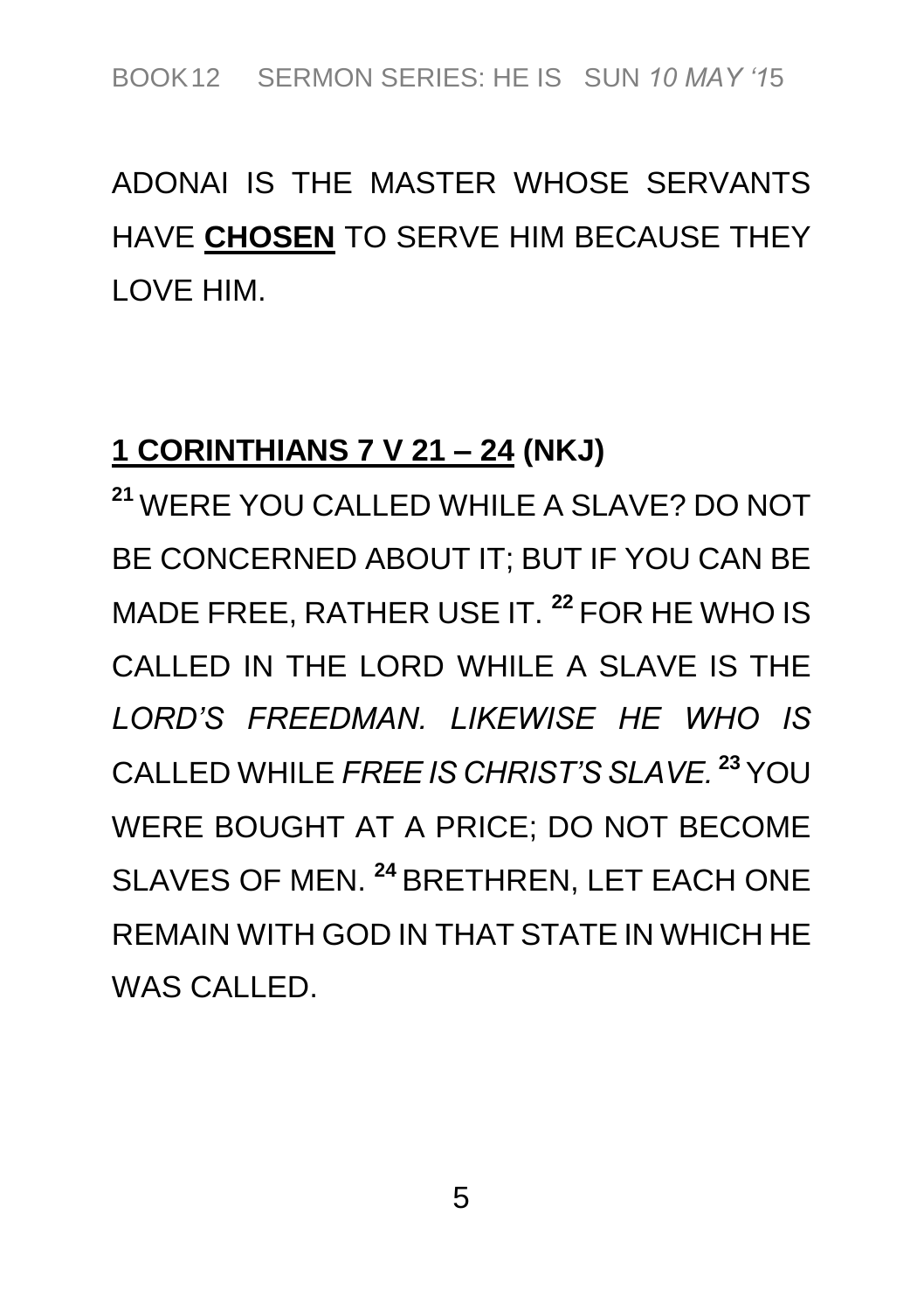ADONAI IS THE MASTER WHOSE SERVANTS HAVE **CHOSEN** TO SERVE HIM BECAUSE THEY LOVE HIM.

**1 CORINTHIANS 7 V 21 – 24 (NKJ)**

[21] WERE YOU CALLED WHILE A SLAVE? DO NOT BE CONCERNED ABOUT IT; BUT IF YOU CAN BE MADE FREE, RATHER USE IT. [22] FOR HE WHO IS CALLED IN THE LORD WHILE A SLAVE IS THE *LORD'S FREEDMAN. LIKEWISE HE WHO IS* CALLED WHILE *FREE IS CHRIST'S SLAVE.* [23] YOU WERE BOUGHT AT A PRICE; DO NOT BECOME SLAVES OF MEN. [24] BRETHREN, LET EACH ONE REMAIN WITH GOD IN THAT STATE IN WHICH HE WAS CALLED.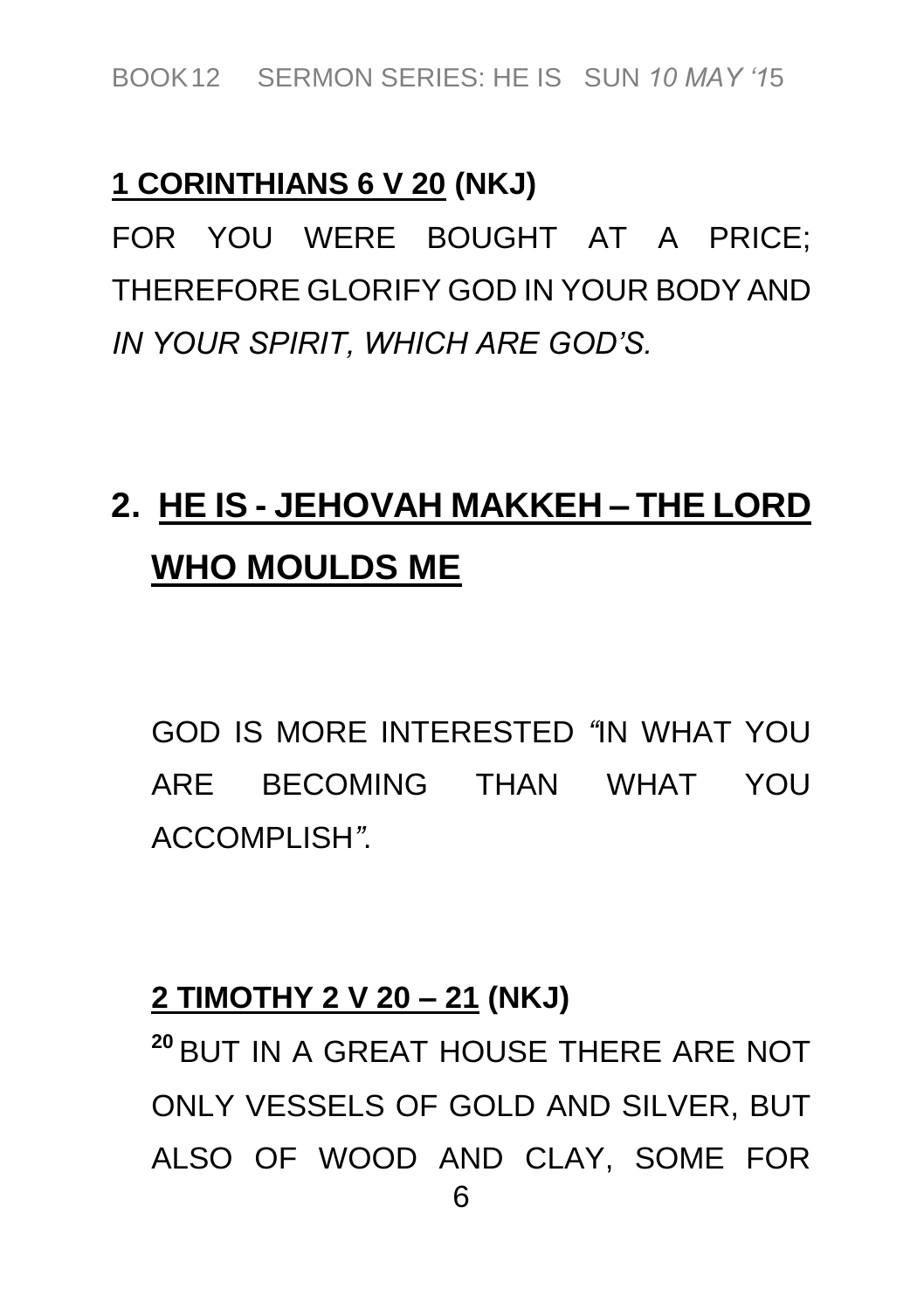**1 CORINTHIANS 6 V 20 (NKJ)**

FOR YOU WERE BOUGHT AT A PRICE; THEREFORE GLORIFY GOD IN YOUR BODY AND *IN YOUR SPIRIT, WHICH ARE GOD'S.*

## 2. HE IS - JEHOVAH MAKKEH – THE LORD WHO MOULDS ME

GOD IS MORE INTERESTED *"*IN WHAT YOU ARE BECOMING THAN WHAT YOU ACCOMPLISH*"*.

**2 TIMOTHY 2 V 20 – 21 (NKJ)**

[20] BUT IN A GREAT HOUSE THERE ARE NOT ONLY VESSELS OF GOLD AND SILVER, BUT ALSO OF WOOD AND CLAY, SOME FOR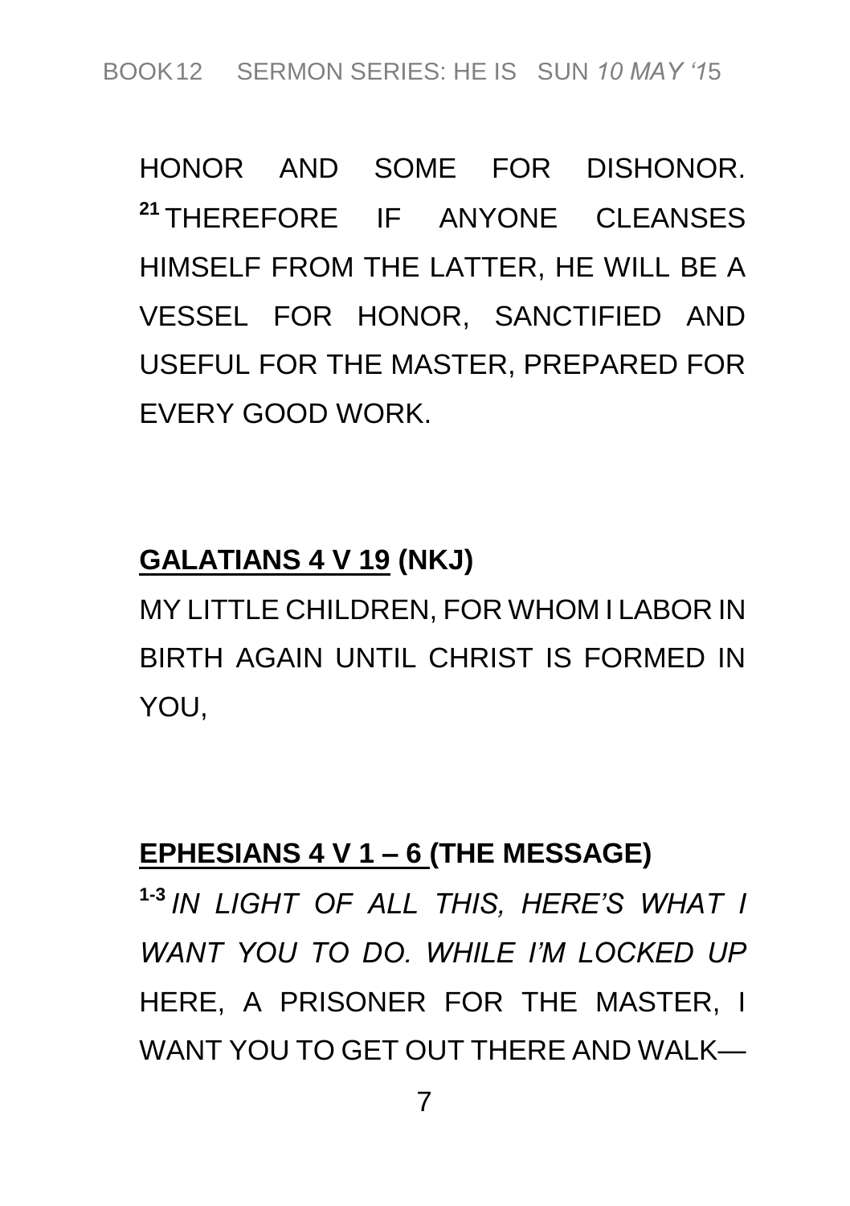HONOR AND SOME FOR DISHONOR. [21] THEREFORE IF ANYONE CLEANSES HIMSELF FROM THE LATTER, HE WILL BE A VESSEL FOR HONOR, SANCTIFIED AND USEFUL FOR THE MASTER, PREPARED FOR EVERY GOOD WORK.

**<u>GALATIANS 4 V 19</u> (NKJ)**

MY LITTLE CHILDREN, FOR WHOM I LABOR IN BIRTH AGAIN UNTIL CHRIST IS FORMED IN YOU,

**<u>EPHESIANS 4 V 1 – 6</u> (THE MESSAGE)**

[1-3] *IN LIGHT OF ALL THIS, HERE'S WHAT I WANT YOU TO DO. WHILE I'M LOCKED UP* HERE, A PRISONER FOR THE MASTER, I WANT YOU TO GET OUT THERE AND WALK—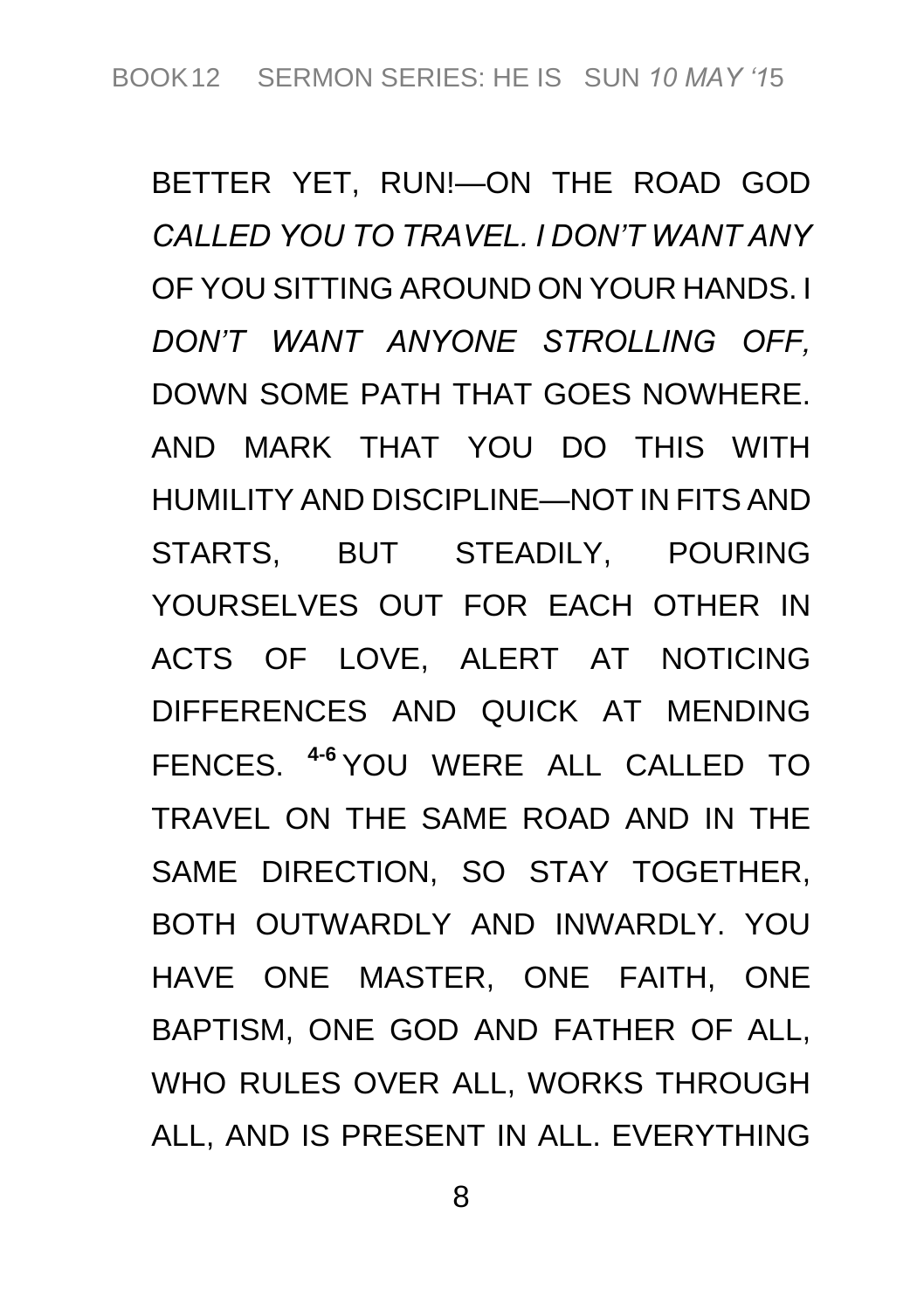BETTER YET, RUN!—ON THE ROAD GOD *CALLED YOU TO TRAVEL. I DON'T WANT ANY* OF YOU SITTING AROUND ON YOUR HANDS. I *DON'T WANT ANYONE STROLLING OFF,* DOWN SOME PATH THAT GOES NOWHERE. AND MARK THAT YOU DO THIS WITH HUMILITY AND DISCIPLINE—NOT IN FITS AND STARTS, BUT STEADILY, POURING YOURSELVES OUT FOR EACH OTHER IN ACTS OF LOVE, ALERT AT NOTICING DIFFERENCES AND QUICK AT MENDING FENCES. **[4-6]** YOU WERE ALL CALLED TO TRAVEL ON THE SAME ROAD AND IN THE SAME DIRECTION, SO STAY TOGETHER, BOTH OUTWARDLY AND INWARDLY. YOU HAVE ONE MASTER, ONE FAITH, ONE BAPTISM, ONE GOD AND FATHER OF ALL, WHO RULES OVER ALL, WORKS THROUGH ALL, AND IS PRESENT IN ALL. EVERYTHING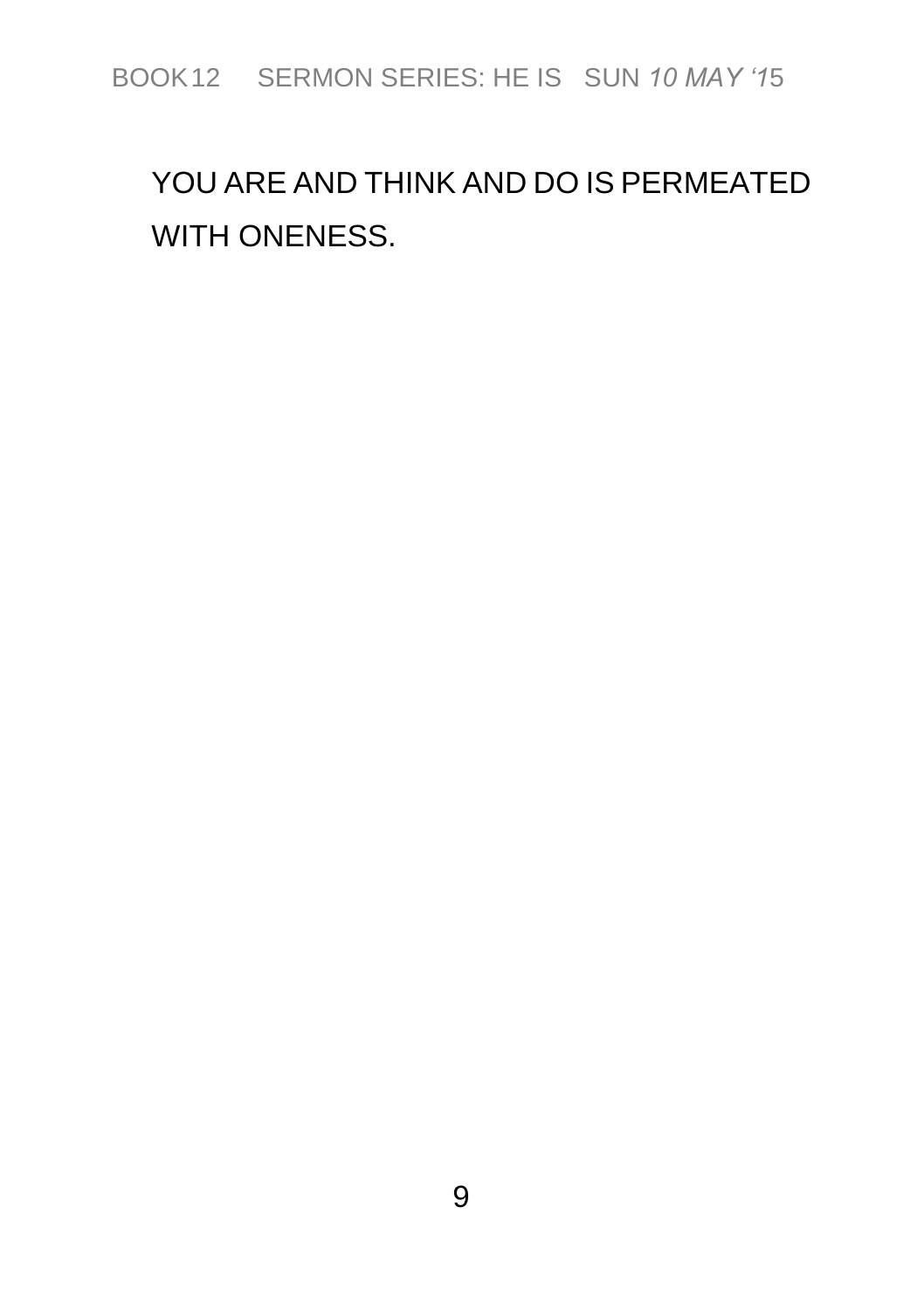YOU ARE AND THINK AND DO IS PERMEATED WITH ONENESS.